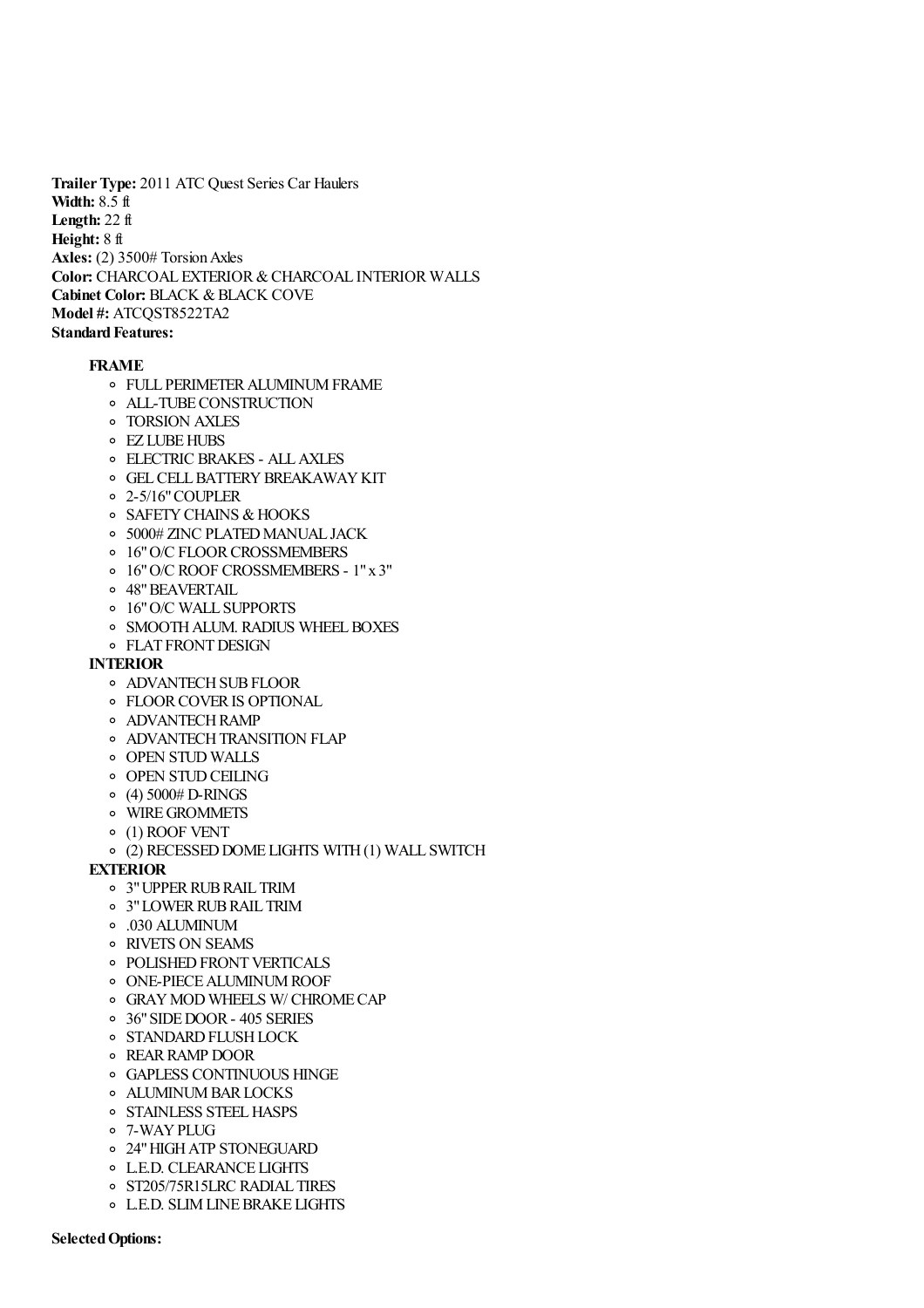**Trailer Type:** 2011 ATC Quest Series Car Haulers
**Width:** 8.5 ft
**Length:** 22 ft
**Height:** 8 ft
**Axles:** (2) 3500# Torsion Axles
**Color:** CHARCOAL EXTERIOR & CHARCOAL INTERIOR WALLS
**Cabinet Color:** BLACK & BLACK COVE
**Model #:** ATCQST8522TA2
**Standard Features:**

**FRAME**

- FULL PERIMETER ALUMINUM FRAME
- ALL-TUBE CONSTRUCTION
- TORSION AXLES
- EZ LUBE HUBS
- ELECTRIC BRAKES - ALL AXLES
- GEL CELL BATTERY BREAKAWAY KIT
- 2-5/16" COUPLER
- SAFETY CHAINS & HOOKS
- 5000# ZINC PLATED MANUAL JACK
- 16" O/C FLOOR CROSSMEMBERS
- 16" O/C ROOF CROSSMEMBERS - 1" x 3"
- 48" BEAVERTAIL
- 16" O/C WALL SUPPORTS
- SMOOTH ALUM. RADIUS WHEEL BOXES
- FLAT FRONT DESIGN

**INTERIOR**

- ADVANTECH SUB FLOOR
- FLOOR COVER IS OPTIONAL
- ADVANTECH RAMP
- ADVANTECH TRANSITION FLAP
- OPEN STUD WALLS
- OPEN STUD CEILING
- (4) 5000# D-RINGS
- WIRE GROMMETS
- (1) ROOF VENT
- (2) RECESSED DOME LIGHTS WITH (1) WALL SWITCH

**EXTERIOR**

- 3" UPPER RUB RAIL TRIM
- 3" LOWER RUB RAIL TRIM
- .030 ALUMINUM
- RIVETS ON SEAMS
- POLISHED FRONT VERTICALS
- ONE-PIECE ALUMINUM ROOF
- GRAY MOD WHEELS W/ CHROME CAP
- 36" SIDE DOOR - 405 SERIES
- STANDARD FLUSH LOCK
- REAR RAMP DOOR
- GAPLESS CONTINUOUS HINGE
- ALUMINUM BAR LOCKS
- STAINLESS STEEL HASPS
- 7-WAY PLUG
- 24" HIGH ATP STONEGUARD
- L.E.D. CLEARANCE LIGHTS
- ST205/75R15LRC RADIAL TIRES
- L.E.D. SLIM LINE BRAKE LIGHTS

**Selected Options:**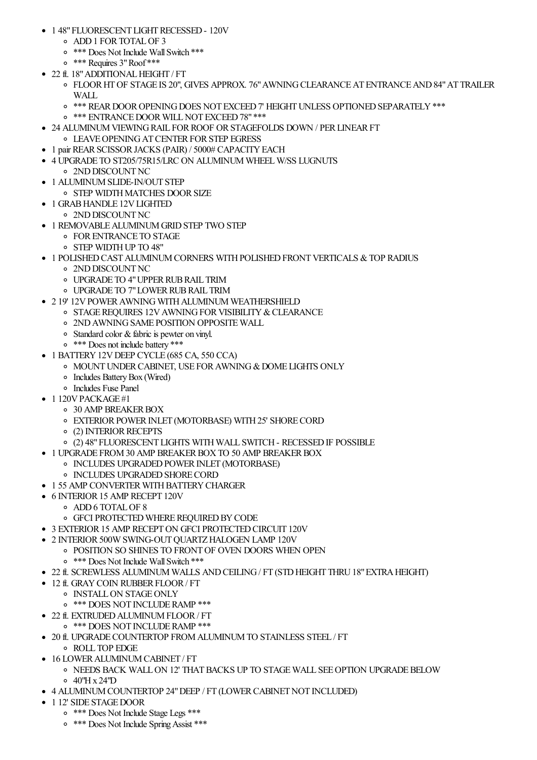- 1 48" FLUORESCENT LIGHT RECESSED - 120V
  - ADD 1 FOR TOTAL OF 3
  - *** Does Not Include Wall Switch ***
  - *** Requires 3" Roof ***
- 22 ft. 18" ADDITIONAL HEIGHT / FT
  - FLOOR HT OF STAGE IS 20", GIVES APPROX. 76" AWNING CLEARANCE AT ENTRANCE AND 84" AT TRAILER WALL
  - *** REAR DOOR OPENING DOES NOT EXCEED 7' HEIGHT UNLESS OPTIONED SEPARATELY ***
  - *** ENTRANCE DOOR WILL NOT EXCEED 78" ***
- 24 ALUMINUM VIEWING RAIL FOR ROOF OR STAGEFOLDS DOWN / PER LINEAR FT
  - LEAVE OPENING AT CENTER FOR STEP EGRESS
- 1 pair REAR SCISSOR JACKS (PAIR) / 5000# CAPACITY EACH
- 4 UPGRADE TO ST205/75R15/LRC ON ALUMINUM WHEEL W/SS LUGNUTS
  - 2ND DISCOUNT NC
- 1 ALUMINUM SLIDE-IN/OUT STEP
  - STEP WIDTH MATCHES DOOR SIZE
- 1 GRAB HANDLE 12V LIGHTED
  - 2ND DISCOUNT NC
- 1 REMOVABLE ALUMINUM GRID STEP TWO STEP
  - FOR ENTRANCE TO STAGE
  - STEP WIDTH UP TO 48"
- 1 POLISHED CAST ALUMINUM CORNERS WITH POLISHED FRONT VERTICALS & TOP RADIUS
  - 2ND DISCOUNT NC
  - UPGRADE TO 4" UPPER RUB RAIL TRIM
  - UPGRADE TO 7" LOWER RUB RAIL TRIM
- 2 19' 12V POWER AWNING WITH ALUMINUM WEATHERSHIELD
  - STAGE REQUIRES 12V AWNING FOR VISIBILITY & CLEARANCE
  - 2ND AWNING SAME POSITION OPPOSITE WALL
  - Standard color & fabric is pewter on vinyl.
  - *** Does not include battery ***
- 1 BATTERY 12V DEEP CYCLE (685 CA, 550 CCA)
  - MOUNT UNDER CABINET, USE FOR AWNING & DOME LIGHTS ONLY
  - Includes Battery Box (Wired)
  - Includes Fuse Panel
- 1 120V PACKAGE #1
  - 30 AMP BREAKER BOX
  - EXTERIOR POWER INLET (MOTORBASE) WITH 25' SHORE CORD
  - (2) INTERIOR RECEPTS
  - (2) 48" FLUORESCENT LIGHTS WITH WALL SWITCH - RECESSED IF POSSIBLE
- 1 UPGRADE FROM 30 AMP BREAKER BOX TO 50 AMP BREAKER BOX
  - INCLUDES UPGRADED POWER INLET (MOTORBASE)
  - INCLUDES UPGRADED SHORE CORD
- 1 55 AMP CONVERTER WITH BATTERY CHARGER
- 6 INTERIOR 15 AMP RECEPT 120V
  - ADD 6 TOTAL OF 8
  - GFCI PROTECTED WHERE REQUIRED BY CODE
- 3 EXTERIOR 15 AMP RECEPT ON GFCI PROTECTED CIRCUIT 120V
- 2 INTERIOR 500W SWING-OUT QUARTZ HALOGEN LAMP 120V
  - POSITION SO SHINES TO FRONT OF OVEN DOORS WHEN OPEN
  - *** Does Not Include Wall Switch ***
- 22 ft. SCREWLESS ALUMINUM WALLS AND CEILING / FT (STD HEIGHT THRU 18" EXTRA HEIGHT)
- 12 ft. GRAY COIN RUBBER FLOOR / FT
  - INSTALL ON STAGE ONLY
  - *** DOES NOT INCLUDE RAMP ***
- 22 ft. EXTRUDED ALUMINUM FLOOR / FT
  - *** DOES NOT INCLUDE RAMP ***
- 20 ft. UPGRADE COUNTERTOP FROM ALUMINUM TO STAINLESS STEEL / FT
  - ROLL TOP EDGE
- 16 LOWER ALUMINUM CABINET / FT
  - NEEDS BACK WALL ON 12' THAT BACKS UP TO STAGE WALL SEE OPTION UPGRADE BELOW
  - 40"H x 24"D
- 4 ALUMINUM COUNTERTOP 24" DEEP / FT (LOWER CABINET NOT INCLUDED)
- 1 12' SIDE STAGE DOOR
  - *** Does Not Include Stage Legs ***
  - *** Does Not Include Spring Assist ***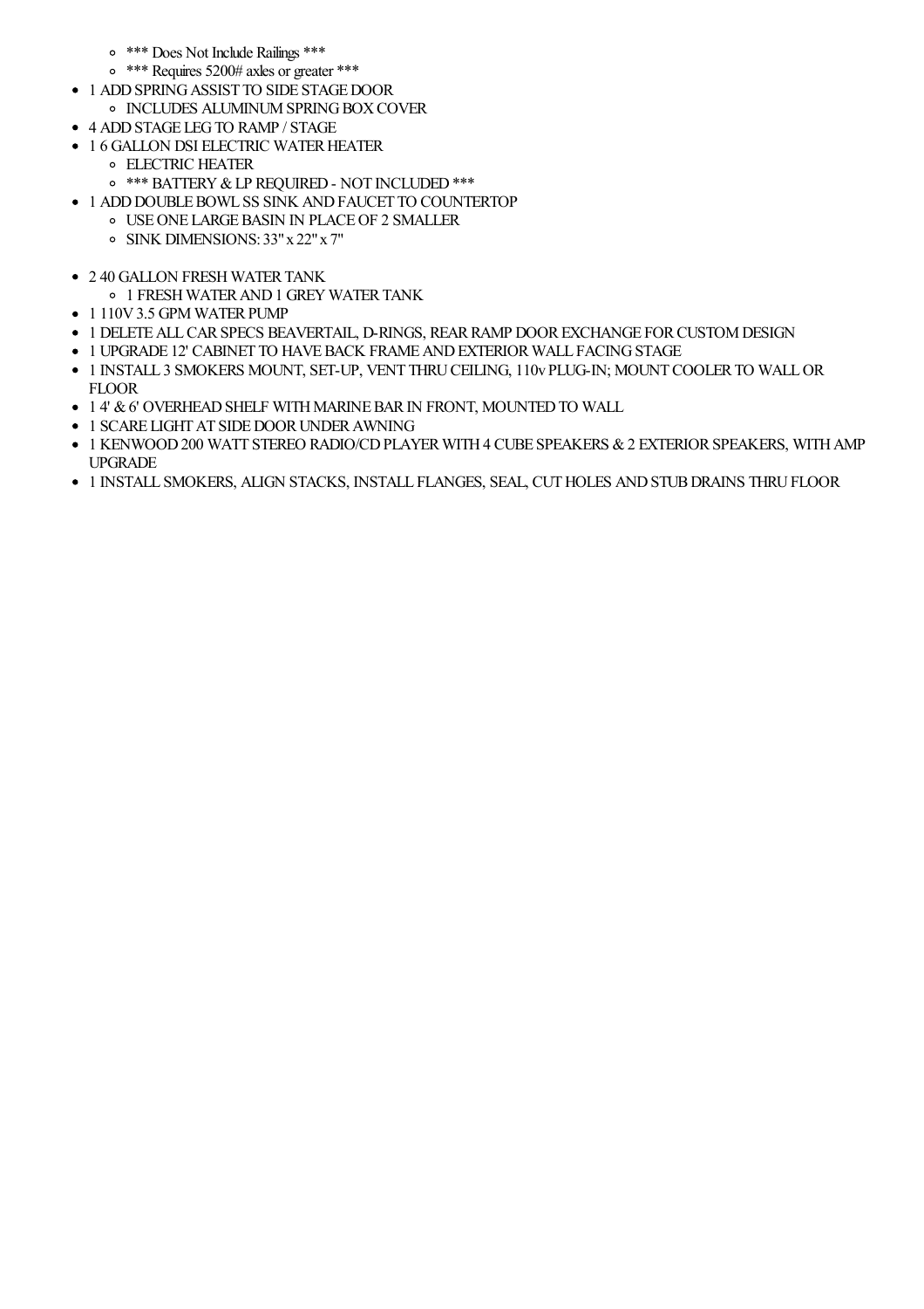- *** Does Not Include Railings ***
  - *** Requires 5200# axles or greater ***
- 1 ADD SPRING ASSIST TO SIDE STAGE DOOR
  - INCLUDES ALUMINUM SPRING BOX COVER
- 4 ADD STAGE LEG TO RAMP / STAGE
- 1 6 GALLON DSI ELECTRIC WATER HEATER
  - ELECTRIC HEATER
  - *** BATTERY & LP REQUIRED - NOT INCLUDED ***
- 1 ADD DOUBLE BOWL SS SINK AND FAUCET TO COUNTERTOP
  - USE ONE LARGE BASIN IN PLACE OF 2 SMALLER
  - SINK DIMENSIONS: 33" x 22" x 7"
- 2 40 GALLON FRESH WATER TANK
  - 1 FRESH WATER AND 1 GREY WATER TANK
- 1 110V 3.5 GPM WATER PUMP
- 1 DELETE ALL CAR SPECS BEAVERTAIL, D-RINGS, REAR RAMP DOOR EXCHANGE FOR CUSTOM DESIGN
- 1 UPGRADE 12' CABINET TO HAVE BACK FRAME AND EXTERIOR WALL FACING STAGE
- 1 INSTALL 3 SMOKERS MOUNT, SET-UP, VENT THRU CEILING, 110v PLUG-IN; MOUNT COOLER TO WALL OR FLOOR
- 1 4' & 6' OVERHEAD SHELF WITH MARINE BAR IN FRONT, MOUNTED TO WALL
- 1 SCARE LIGHT AT SIDE DOOR UNDER AWNING
- 1 KENWOOD 200 WATT STEREO RADIO/CD PLAYER WITH 4 CUBE SPEAKERS & 2 EXTERIOR SPEAKERS, WITH AMP UPGRADE
- 1 INSTALL SMOKERS, ALIGN STACKS, INSTALL FLANGES, SEAL, CUT HOLES AND STUB DRAINS THRU FLOOR